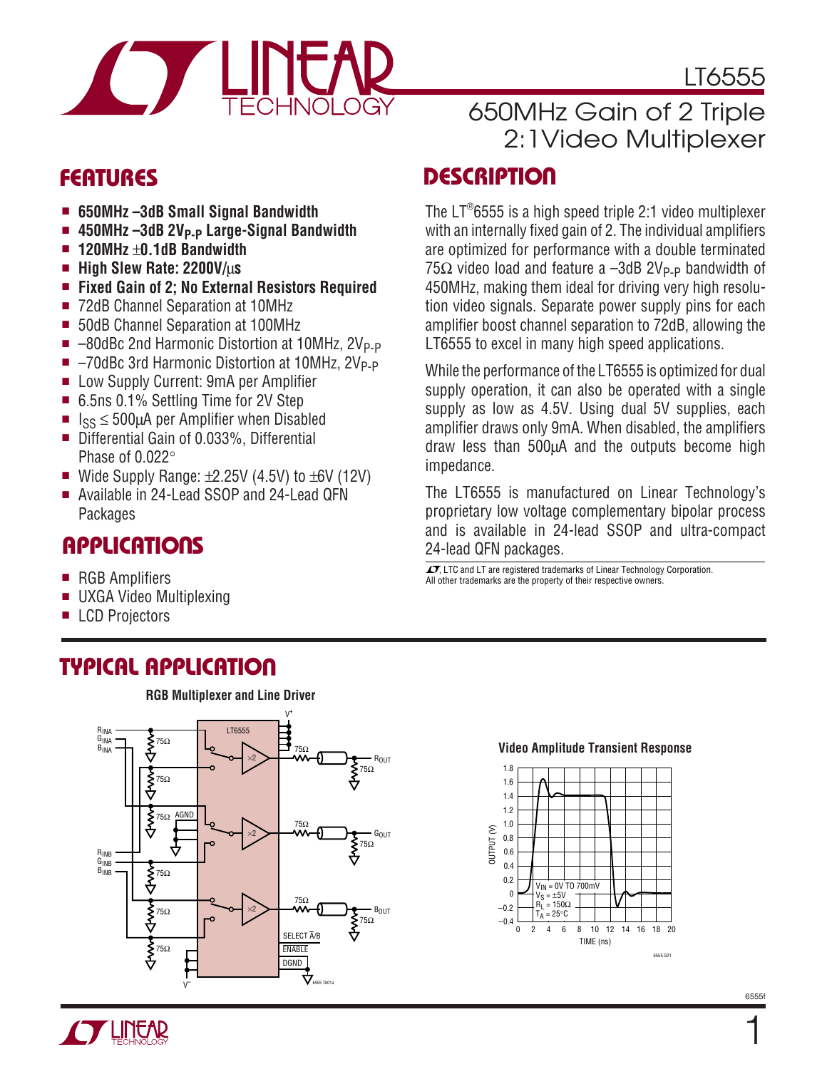# LT6555

## 650MHz Gain of 2 Triple 2:1Video Multiplexer

## FEATURES

- **650MHz –3dB Small Signal Bandwidth**
- **450MHz –3dB $2V_{P-P}$ Large-Signal Bandwidth**
- **120MHz ±0.1dB Bandwidth**
- **High Slew Rate: 2200V/µs**
- **Fixed Gain of 2; No External Resistors Required**
- 72dB Channel Separation at 10MHz
- 50dB Channel Separation at 100MHz
- –80dBc 2nd Harmonic Distortion at 10MHz, $2V_{P-P}$
- –70dBc 3rd Harmonic Distortion at 10MHz, $2V_{P-P}$
- Low Supply Current: 9mA per Amplifier
- 6.5ns 0.1% Settling Time for 2V Step
- $I_{SS}$ ≤ 500µA per Amplifier when Disabled
- Differential Gain of 0.033%, Differential Phase of 0.022°
- Wide Supply Range: ±2.25V (4.5V) to ±6V (12V)
- Available in 24-Lead SSOP and 24-Lead QFN Packages

## APPLICATIONS

- RGB Amplifiers
- UXGA Video Multiplexing
- LCD Projectors

## DESCRIPTION

The LT®6555 is a high speed triple 2:1 video multiplexer with an internally fixed gain of 2. The individual amplifiers are optimized for performance with a double terminated 75Ω video load and feature a –3dB $2V_{P-P}$ bandwidth of 450MHz, making them ideal for driving very high resolution video signals. Separate power supply pins for each amplifier boost channel separation to 72dB, allowing the LT6555 to excel in many high speed applications.

While the performance of the LT6555 is optimized for dual supply operation, it can also be operated with a single supply as low as 4.5V. Using dual 5V supplies, each amplifier draws only 9mA. When disabled, the amplifiers draw less than 500µA and the outputs become high impedance.

The LT6555 is manufactured on Linear Technology's proprietary low voltage complementary bipolar process and is available in 24-lead SSOP and ultra-compact 24-lead QFN packages.

LT, LTC and LT are registered trademarks of Linear Technology Corporation. All other trademarks are the property of their respective owners.

## TYPICAL APPLICATION

**RGB Multiplexer and Line Driver**

**Video Amplitude Transient Response**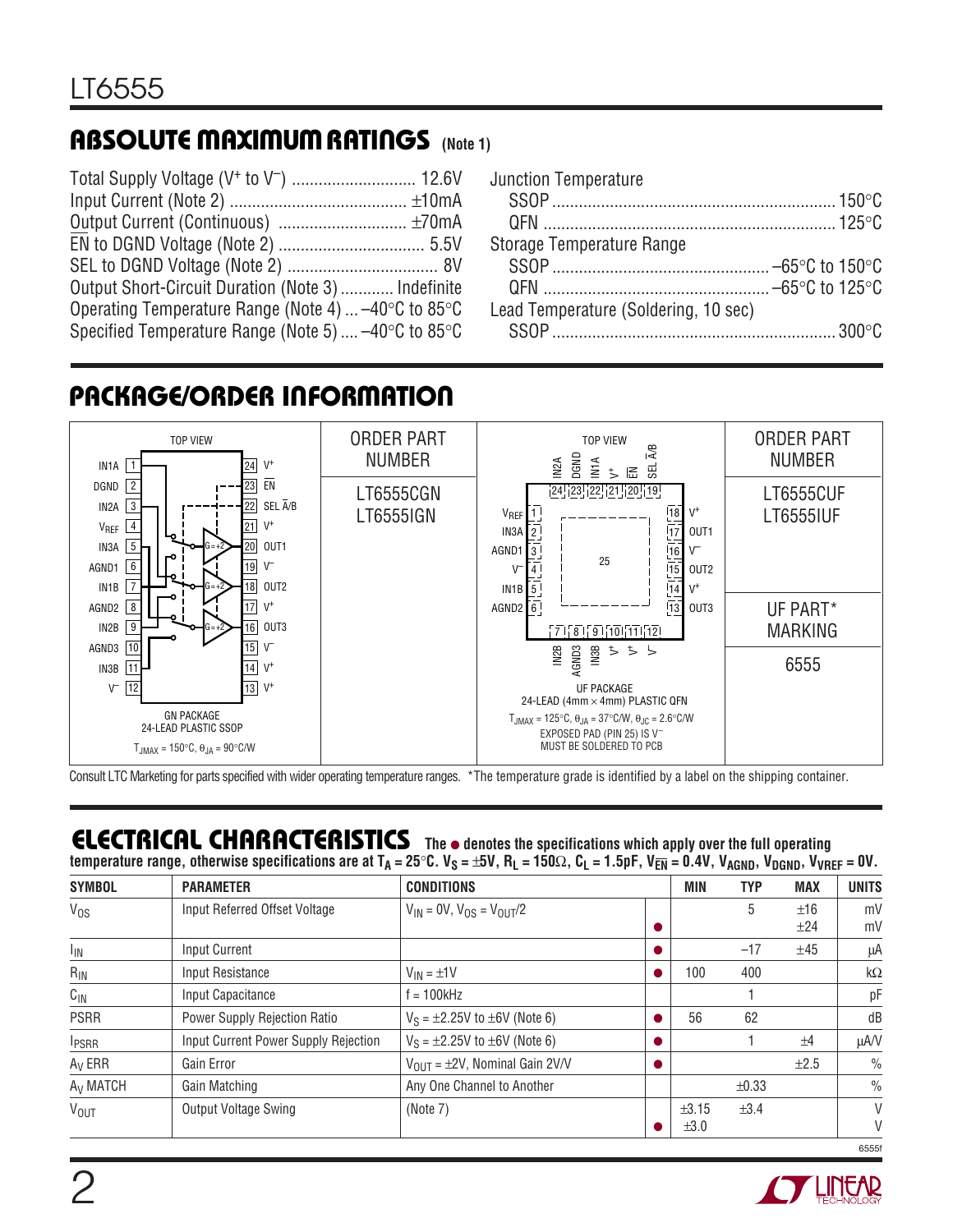## ABSOLUTE MAXIMUM RATINGS (Note 1)

Total Supply Voltage ($V^+$ to $V^-$) ............................ 12.6V
Input Current (Note 2) ........................................ ±10mA
Output Current (Continuous) ............................. ±70mA
$\overline{EN}$ to DGND Voltage (Note 2) ................................. 5.5V
SEL to DGND Voltage (Note 2) .................................. 8V
Output Short-Circuit Duration (Note 3) ............ Indefinite
Operating Temperature Range (Note 4) ... –40°C to 85°C
Specified Temperature Range (Note 5) .... –40°C to 85°C

Junction Temperature
SSOP ............................................................... 150°C
QFN ................................................................. 125°C
Storage Temperature Range
SSOP ................................................ –65°C to 150°C
QFN .................................................. –65°C to 125°C
Lead Temperature (Soldering, 10 sec)
SSOP ............................................................... 300°C

## PACKAGE/ORDER INFORMATION

GN PACKAGE, 24-LEAD PLASTIC SSOP (TOP VIEW)

Pins: 1 IN1A, 2 DGND, 3 IN2A, 4 $V_{REF}$, 5 IN3A, 6 AGND1, 7 IN1B, 8 AGND2, 9 IN2B, 10 AGND3, 11 IN3B, 12 $V^-$, 13 $V^+$, 14 $V^+$, 15 $V^-$, 16 OUT3, 17 $V^+$, 18 OUT2, 19 $V^-$, 20 OUT1, 21 $V^+$, 22 SEL $\overline{A}$/B, 23 $\overline{EN}$, 24 $V^+$

Amplifiers: G = +2

$T_{JMAX} = 150°C$, $\theta_{JA} = 90°C/W$

| ORDER PART NUMBER |
|---|
| LT6555CGN |
| LT6555IGN |

UF PACKAGE, 24-LEAD (4mm × 4mm) PLASTIC QFN (TOP VIEW)

Pins: 1 $V_{REF}$, 2 IN3A, 3 AGND1, 4 $V^-$, 5 IN1B, 6 AGND2, 7 IN2B, 8 AGND3, 9 IN3B, 10 $V^+$, 11 $V^+$, 12 $V^-$, 13 OUT3, 14 $V^+$, 15 OUT2, 16 $V^-$, 17 OUT1, 18 $V^+$, 19 SEL $\overline{A}$/B, 20 $\overline{EN}$, 21 $V^+$, 22 IN1A, 23 DGND, 24 IN2A, 25 (exposed pad)

$T_{JMAX} = 125°C$, $\theta_{JA} = 37°C/W$, $\theta_{JC} = 2.6°C/W$

EXPOSED PAD (PIN 25) IS $V^-$ MUST BE SOLDERED TO PCB

| ORDER PART NUMBER | UF PART* MARKING |
|---|---|
| LT6555CUF | 6555 |
| LT6555IUF | |

Consult LTC Marketing for parts specified with wider operating temperature ranges. *The temperature grade is identified by a label on the shipping container.

## ELECTRICAL CHARACTERISTICS

The ● denotes the specifications which apply over the full operating temperature range, otherwise specifications are at $T_A = 25°C$. $V_S = ±5V$, $R_L = 150\Omega$, $C_L = 1.5pF$, $V_{\overline{EN}} = 0.4V$, $V_{AGND}$, $V_{DGND}$, $V_{VREF} = 0V$.

| SYMBOL | PARAMETER | CONDITIONS | | MIN | TYP | MAX | UNITS |
|---|---|---|---|---|---|---|---|
| $V_{OS}$ | Input Referred Offset Voltage | $V_{IN} = 0V$, $V_{OS} = V_{OUT}/2$ | | | 5 | ±16 | mV |
| | | | ● | | | ±24 | mV |
| $I_{IN}$ | Input Current | | ● | | –17 | ±45 | µA |
| $R_{IN}$ | Input Resistance | $V_{IN} = ±1V$ | ● | 100 | 400 | | kΩ |
| $C_{IN}$ | Input Capacitance | f = 100kHz | | | 1 | | pF |
| PSRR | Power Supply Rejection Ratio | $V_S = ±2.25V$ to ±6V (Note 6) | ● | 56 | 62 | | dB |
| $I_{PSRR}$ | Input Current Power Supply Rejection | $V_S = ±2.25V$ to ±6V (Note 6) | ● | | 1 | ±4 | µA/V |
| $A_V$ ERR | Gain Error | $V_{OUT} = ±2V$, Nominal Gain 2V/V | ● | | | ±2.5 | % |
| $A_V$ MATCH | Gain Matching | Any One Channel to Another | | | ±0.33 | | % |
| $V_{OUT}$ | Output Voltage Swing | (Note 7) | | ±3.15 | ±3.4 | | V |
| | | | ● | ±3.0 | | | V |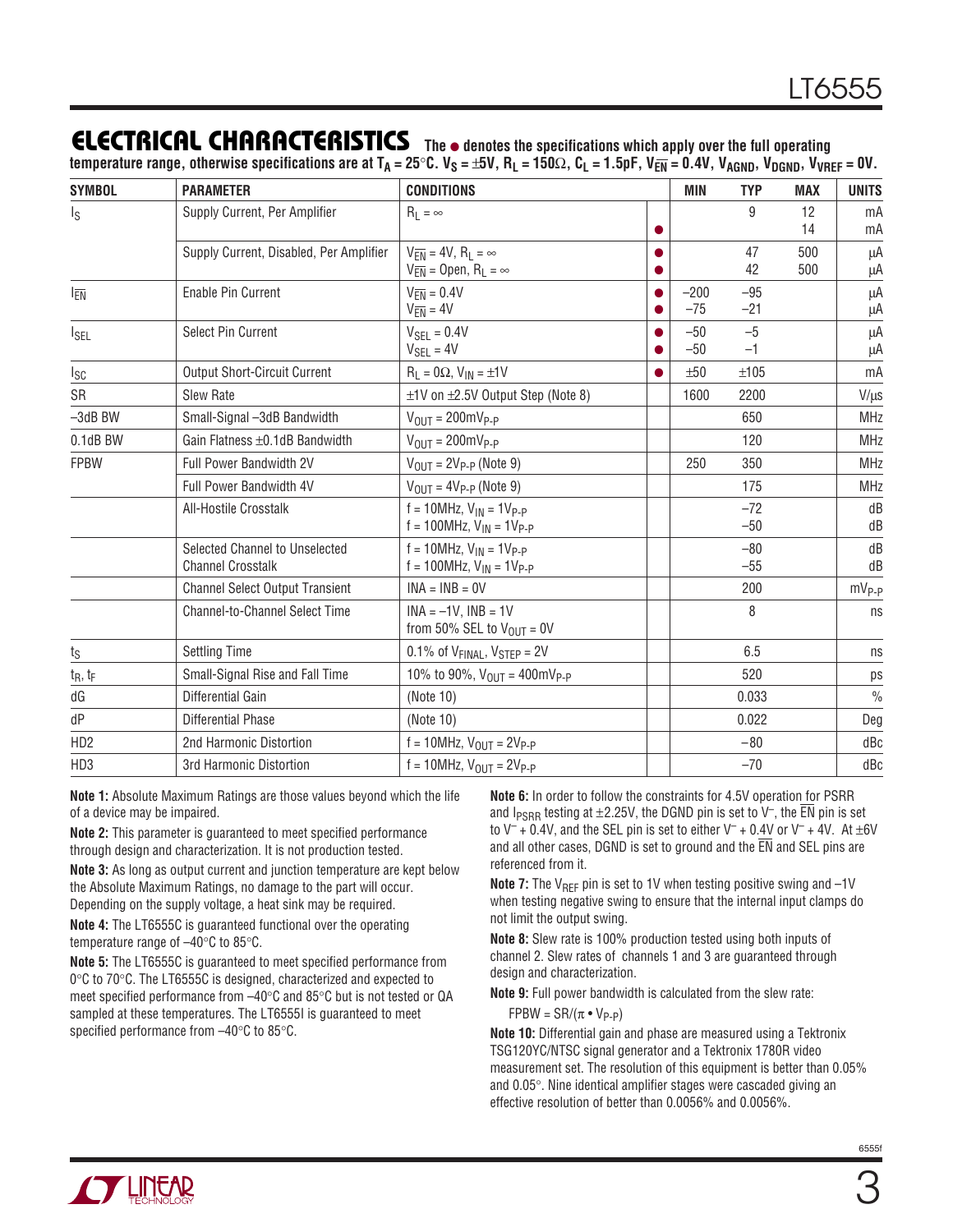## ELECTRICAL CHARACTERISTICS

**The ● denotes the specifications which apply over the full operating temperature range, otherwise specifications are at $T_A = 25°C$. $V_S = ±5V$, $R_L = 150Ω$, $C_L = 1.5pF$, $V_{\overline{EN}} = 0.4V$, $V_{AGND}$, $V_{DGND}$, $V_{VREF} = 0V$.**

| SYMBOL | PARAMETER | CONDITIONS | | MIN | TYP | MAX | UNITS |
|---|---|---|---|---|---|---|---|
| $I_S$ | Supply Current, Per Amplifier | $R_L = ∞$ | <br>● | | 9 | 12<br>14 | mA<br>mA |
| | Supply Current, Disabled, Per Amplifier | $V_{\overline{EN}} = 4V$, $R_L = ∞$<br>$V_{\overline{EN}}$ = Open, $R_L = ∞$ | ●<br>● | | 47<br>42 | 500<br>500 | µA<br>µA |
| $I_{\overline{EN}}$ | Enable Pin Current | $V_{\overline{EN}} = 0.4V$<br>$V_{\overline{EN}} = 4V$ | ●<br>● | –200<br>–75 | –95<br>–21 | | µA<br>µA |
| $I_{SEL}$ | Select Pin Current | $V_{SEL} = 0.4V$<br>$V_{SEL} = 4V$ | ●<br>● | –50<br>–50 | –5<br>–1 | | µA<br>µA |
| $I_{SC}$ | Output Short-Circuit Current | $R_L = 0Ω$, $V_{IN} = ±1V$ | ● | ±50 | ±105 | | mA |
| SR | Slew Rate | ±1V on ±2.5V Output Step (Note 8) | | 1600 | 2200 | | V/µs |
| –3dB BW | Small-Signal –3dB Bandwidth | $V_{OUT} = 200mV_{P-P}$ | | | 650 | | MHz |
| 0.1dB BW | Gain Flatness ±0.1dB Bandwidth | $V_{OUT} = 200mV_{P-P}$ | | | 120 | | MHz |
| FPBW | Full Power Bandwidth 2V | $V_{OUT} = 2V_{P-P}$ (Note 9) | | 250 | 350 | | MHz |
| | Full Power Bandwidth 4V | $V_{OUT} = 4V_{P-P}$ (Note 9) | | | 175 | | MHz |
| | All-Hostile Crosstalk | f = 10MHz, $V_{IN} = 1V_{P-P}$<br>f = 100MHz, $V_{IN} = 1V_{P-P}$ | | | –72<br>–50 | | dB<br>dB |
| | Selected Channel to Unselected Channel Crosstalk | f = 10MHz, $V_{IN} = 1V_{P-P}$<br>f = 100MHz, $V_{IN} = 1V_{P-P}$ | | | –80<br>–55 | | dB<br>dB |
| | Channel Select Output Transient | INA = INB = 0V | | | 200 | | $mV_{P-P}$ |
| | Channel-to-Channel Select Time | INA = –1V, INB = 1V<br>from 50% SEL to $V_{OUT}$ = 0V | | | 8 | | ns |
| $t_S$ | Settling Time | 0.1% of $V_{FINAL}$, $V_{STEP}$ = 2V | | | 6.5 | | ns |
| $t_R$, $t_F$ | Small-Signal Rise and Fall Time | 10% to 90%, $V_{OUT} = 400mV_{P-P}$ | | | 520 | | ps |
| dG | Differential Gain | (Note 10) | | | 0.033 | | % |
| dP | Differential Phase | (Note 10) | | | 0.022 | | Deg |
| HD2 | 2nd Harmonic Distortion | f = 10MHz, $V_{OUT} = 2V_{P-P}$ | | | –80 | | dBc |
| HD3 | 3rd Harmonic Distortion | f = 10MHz, $V_{OUT} = 2V_{P-P}$ | | | –70 | | dBc |

**Note 1:** Absolute Maximum Ratings are those values beyond which the life of a device may be impaired.

**Note 2:** This parameter is guaranteed to meet specified performance through design and characterization. It is not production tested.

**Note 3:** As long as output current and junction temperature are kept below the Absolute Maximum Ratings, no damage to the part will occur. Depending on the supply voltage, a heat sink may be required.

**Note 4:** The LT6555C is guaranteed functional over the operating temperature range of –40°C to 85°C.

**Note 5:** The LT6555C is guaranteed to meet specified performance from 0°C to 70°C. The LT6555C is designed, characterized and expected to meet specified performance from –40°C and 85°C but is not tested or QA sampled at these temperatures. The LT6555I is guaranteed to meet specified performance from –40°C to 85°C.

**Note 6:** In order to follow the constraints for 4.5V operation for PSRR and $I_{PSRR}$ testing at ±2.25V, the DGND pin is set to $V^–$, the $\overline{EN}$ pin is set to $V^–$ + 0.4V, and the SEL pin is set to either $V^–$ + 0.4V or $V^–$ + 4V. At ±6V and all other cases, DGND is set to ground and the $\overline{EN}$ and SEL pins are referenced from it.

**Note 7:** The $V_{REF}$ pin is set to 1V when testing positive swing and –1V when testing negative swing to ensure that the internal input clamps do not limit the output swing.

**Note 8:** Slew rate is 100% production tested using both inputs of channel 2. Slew rates of channels 1 and 3 are guaranteed through design and characterization.

**Note 9:** Full power bandwidth is calculated from the slew rate:

$FPBW = SR/(\pi \cdot V_{P-P})$

**Note 10:** Differential gain and phase are measured using a Tektronix TSG120YC/NTSC signal generator and a Tektronix 1780R video measurement set. The resolution of this equipment is better than 0.05% and 0.05°. Nine identical amplifier stages were cascaded giving an effective resolution of better than 0.0056% and 0.0056%.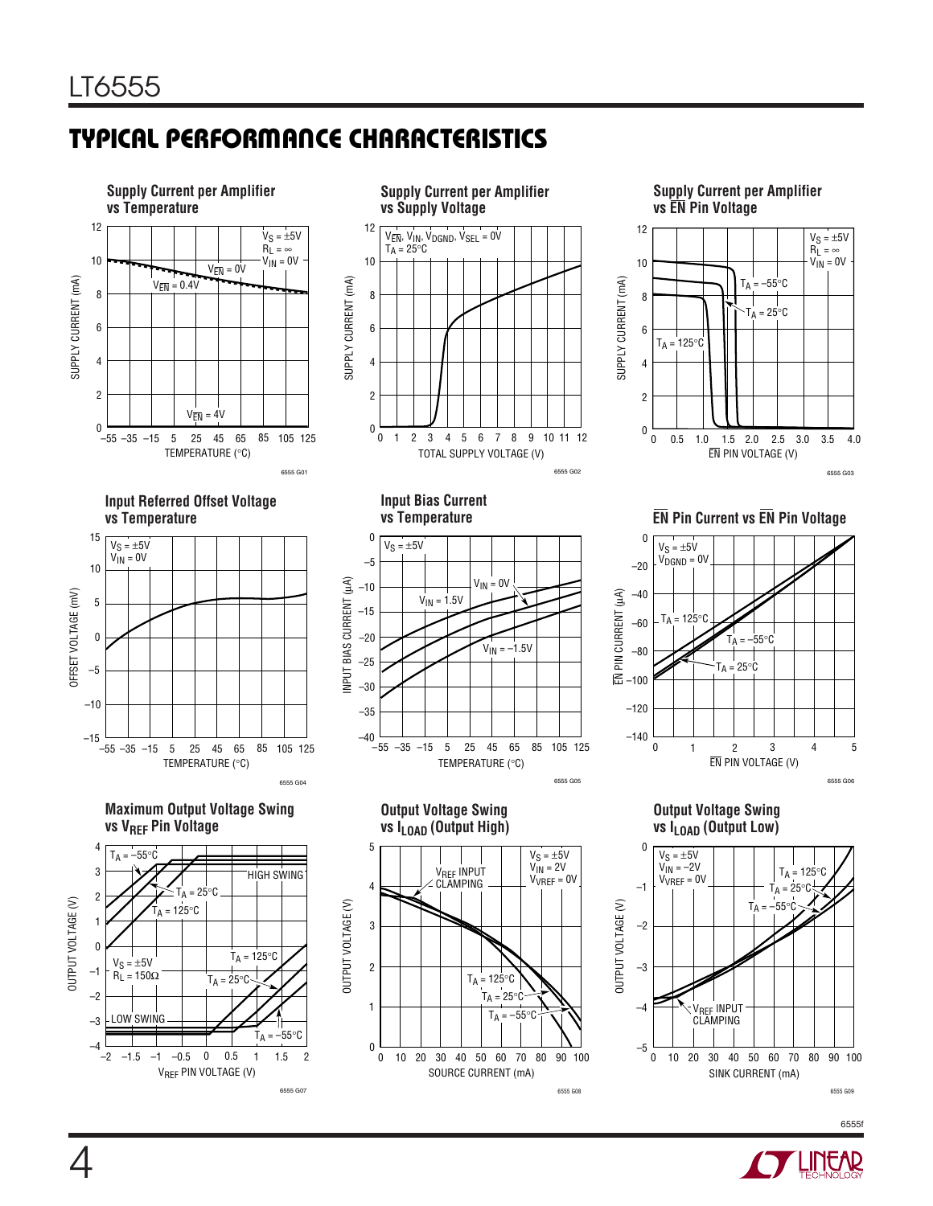## TYPICAL PERFORMANCE CHARACTERISTICS

**Supply Current per Amplifier vs Temperature**

6555 G01

**Supply Current per Amplifier vs Supply Voltage**

6555 G02

**Supply Current per Amplifier vs $\overline{EN}$ Pin Voltage**

6555 G03

**Input Referred Offset Voltage vs Temperature**

6555 G04

**Input Bias Current vs Temperature**

6555 G05

**$\overline{EN}$ Pin Current vs $\overline{EN}$ Pin Voltage**

6555 G06

**Maximum Output Voltage Swing vs $V_{REF}$ Pin Voltage**

6555 G07

**Output Voltage Swing vs $I_{LOAD}$ (Output High)**

6555 G08

**Output Voltage Swing vs $I_{LOAD}$ (Output Low)**

6555 G09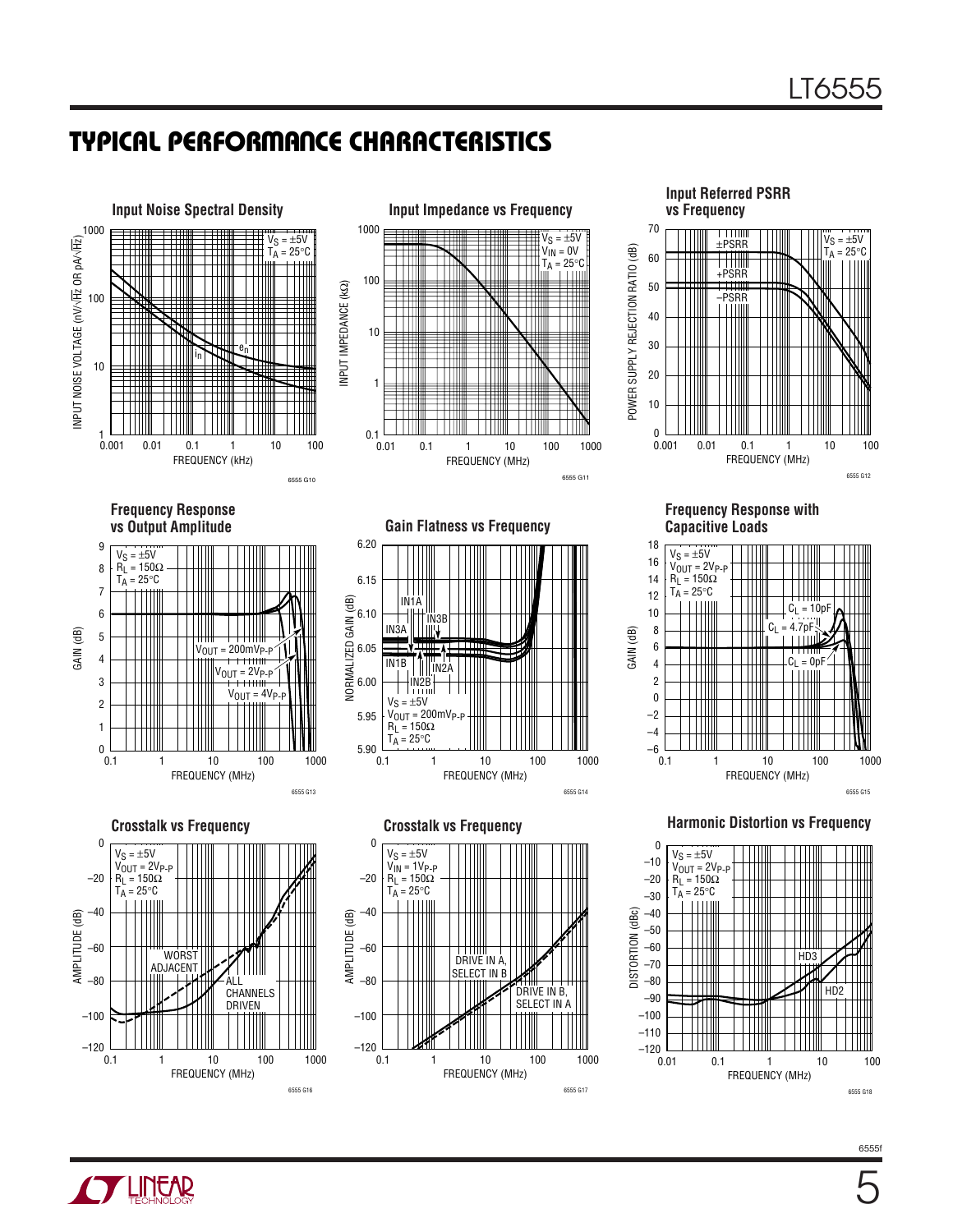## TYPICAL PERFORMANCE CHARACTERISTICS

**Input Noise Spectral Density**

$V_S = \pm 5V$, $T_A = 25°C$

INPUT NOISE VOLTAGE (nV/√Hz OR pA/√Hz) vs FREQUENCY (kHz); curves: $e_n$, $i_n$

6555 G10

**Input Impedance vs Frequency**

$V_S = \pm 5V$, $V_{IN} = 0V$, $T_A = 25°C$

INPUT IMPEDANCE (kΩ) vs FREQUENCY (MHz)

6555 G11

**Input Referred PSRR vs Frequency**

$V_S = \pm 5V$, $T_A = 25°C$

POWER SUPPLY REJECTION RATIO (dB) vs FREQUENCY (MHz); curves: ±PSRR, +PSRR, –PSRR

6555 G12

**Frequency Response vs Output Amplitude**

$V_S = \pm 5V$, $R_L = 150\Omega$, $T_A = 25°C$

GAIN (dB) vs FREQUENCY (MHz); curves: $V_{OUT} = 200mV_{P-P}$, $V_{OUT} = 2V_{P-P}$, $V_{OUT} = 4V_{P-P}$

6555 G13

**Gain Flatness vs Frequency**

$V_S = \pm 5V$, $V_{OUT} = 200mV_{P-P}$, $R_L = 150\Omega$, $T_A = 25°C$

NORMALIZED GAIN (dB) vs FREQUENCY (MHz); curves: IN1A, IN3B, IN3A, IN1B, IN2A, IN2B

6555 G14

**Frequency Response with Capacitive Loads**

$V_S = \pm 5V$, $V_{OUT} = 2V_{P-P}$, $R_L = 150\Omega$, $T_A = 25°C$

GAIN (dB) vs FREQUENCY (MHz); curves: $C_L = 10pF$, $C_L = 4.7pF$, $C_L = 0pF$

6555 G15

**Crosstalk vs Frequency**

$V_S = \pm 5V$, $V_{OUT} = 2V_{P-P}$, $R_L = 150\Omega$, $T_A = 25°C$

AMPLITUDE (dB) vs FREQUENCY (MHz); curves: WORST ADJACENT, ALL CHANNELS DRIVEN

6555 G16

**Crosstalk vs Frequency**

$V_S = \pm 5V$, $V_{IN} = 1V_{P-P}$, $R_L = 150\Omega$, $T_A = 25°C$

AMPLITUDE (dB) vs FREQUENCY (MHz); curves: DRIVE IN A, SELECT IN B; DRIVE IN B, SELECT IN A

6555 G17

**Harmonic Distortion vs Frequency**

$V_S = \pm 5V$, $V_{OUT} = 2V_{P-P}$, $R_L = 150\Omega$, $T_A = 25°C$

DISTORTION (dBc) vs FREQUENCY (MHz); curves: HD3, HD2

6555 G18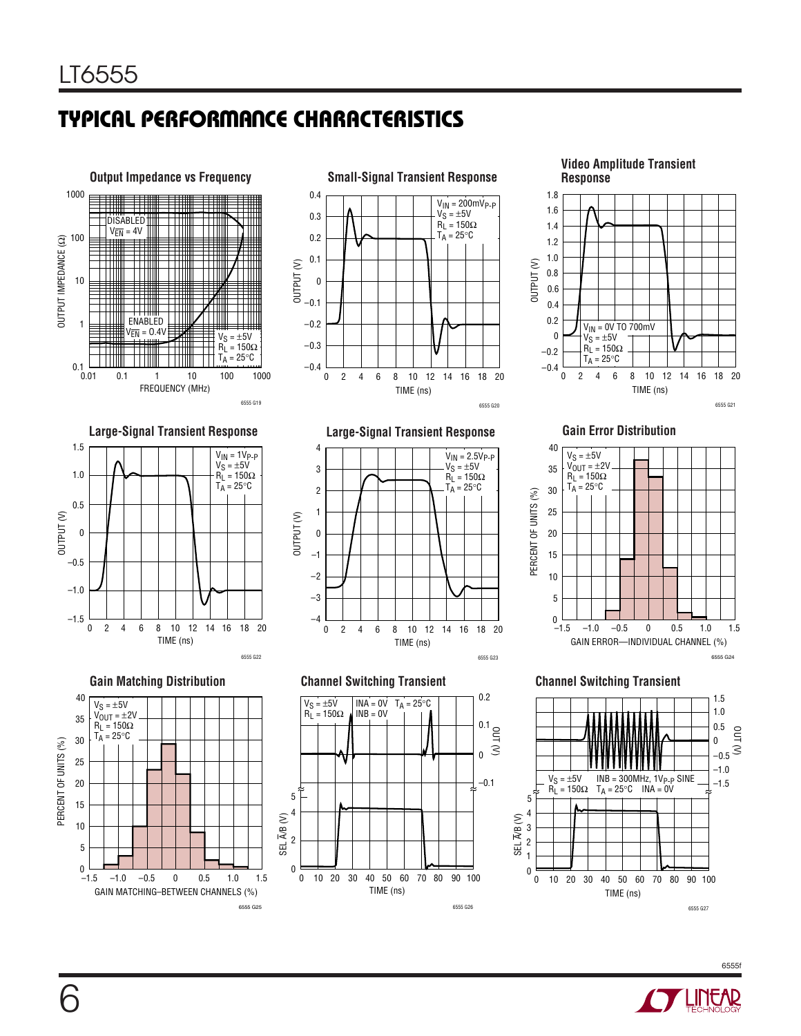## TYPICAL PERFORMANCE CHARACTERISTICS

**Output Impedance vs Frequency**

OUTPUT IMPEDANCE (Ω) vs FREQUENCY (MHz)

DISABLED $V_{\overline{EN}}$ = 4V

ENABLED $V_{\overline{EN}}$ = 0.4V

$V_S$ = ±5V
$R_L$ = 150Ω
$T_A$ = 25°C

6555 G19

**Small-Signal Transient Response**

OUTPUT (V) vs TIME (ns)

$V_{IN}$ = 200m$V_{P-P}$
$V_S$ = ±5V
$R_L$ = 150Ω
$T_A$ = 25°C

6555 G20

**Video Amplitude Transient Response**

OUTPUT (V) vs TIME (ns)

$V_{IN}$ = 0V TO 700mV
$V_S$ = ±5V
$R_L$ = 150Ω
$T_A$ = 25°C

6555 G21

**Large-Signal Transient Response**

OUTPUT (V) vs TIME (ns)

$V_{IN}$ = 1$V_{P-P}$
$V_S$ = ±5V
$R_L$ = 150Ω
$T_A$ = 25°C

6555 G22

**Large-Signal Transient Response**

OUTPUT (V) vs TIME (ns)

$V_{IN}$ = 2.5$V_{P-P}$
$V_S$ = ±5V
$R_L$ = 150Ω
$T_A$ = 25°C

6555 G23

**Gain Error Distribution**

PERCENT OF UNITS (%) vs GAIN ERROR—INDIVIDUAL CHANNEL (%)

$V_S$ = ±5V
$V_{OUT}$ = ±2V
$R_L$ = 150Ω
$T_A$ = 25°C

6555 G24

**Gain Matching Distribution**

PERCENT OF UNITS (%) vs GAIN MATCHING–BETWEEN CHANNELS (%)

$V_S$ = ±5V
$V_{OUT}$ = ±2V
$R_L$ = 150Ω
$T_A$ = 25°C

6555 G25

**Channel Switching Transient**

OUT (V), SEL $\overline{A}$/B (V) vs TIME (ns)

$V_S$ = ±5V
$R_L$ = 150Ω
INA = 0V
INB = 0V
$T_A$ = 25°C

6555 G26

**Channel Switching Transient**

OUT (V), SEL $\overline{A}$/B (V) vs TIME (ns)

$V_S$ = ±5V
$R_L$ = 150Ω
INB = 300MHz, 1$V_{P-P}$ SINE
$T_A$ = 25°C
INA = 0V

6555 G27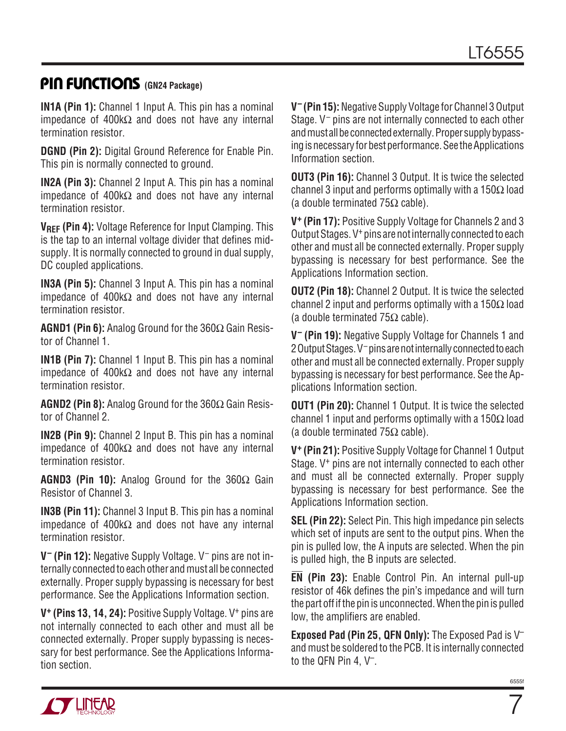## PIN FUNCTIONS (GN24 Package)

**IN1A (Pin 1):** Channel 1 Input A. This pin has a nominal impedance of 400kΩ and does not have any internal termination resistor.

**DGND (Pin 2):** Digital Ground Reference for Enable Pin. This pin is normally connected to ground.

**IN2A (Pin 3):** Channel 2 Input A. This pin has a nominal impedance of 400kΩ and does not have any internal termination resistor.

**$V_{REF}$ (Pin 4):** Voltage Reference for Input Clamping. This is the tap to an internal voltage divider that defines mid-supply. It is normally connected to ground in dual supply, DC coupled applications.

**IN3A (Pin 5):** Channel 3 Input A. This pin has a nominal impedance of 400kΩ and does not have any internal termination resistor.

**AGND1 (Pin 6):** Analog Ground for the 360Ω Gain Resistor of Channel 1.

**IN1B (Pin 7):** Channel 1 Input B. This pin has a nominal impedance of 400kΩ and does not have any internal termination resistor.

**AGND2 (Pin 8):** Analog Ground for the 360Ω Gain Resistor of Channel 2.

**IN2B (Pin 9):** Channel 2 Input B. This pin has a nominal impedance of 400kΩ and does not have any internal termination resistor.

**AGND3 (Pin 10):** Analog Ground for the 360Ω Gain Resistor of Channel 3.

**IN3B (Pin 11):** Channel 3 Input B. This pin has a nominal impedance of 400kΩ and does not have any internal termination resistor.

**$V^-$ (Pin 12):** Negative Supply Voltage. $V^-$ pins are not internally connected to each other and must all be connected externally. Proper supply bypassing is necessary for best performance. See the Applications Information section.

**$V^+$ (Pins 13, 14, 24):** Positive Supply Voltage. $V^+$ pins are not internally connected to each other and must all be connected externally. Proper supply bypassing is necessary for best performance. See the Applications Information section.

**$V^-$ (Pin 15):** Negative Supply Voltage for Channel 3 Output Stage. $V^-$ pins are not internally connected to each other and must all be connected externally. Proper supply bypassing is necessary for best performance. See the Applications Information section.

**OUT3 (Pin 16):** Channel 3 Output. It is twice the selected channel 3 input and performs optimally with a 150Ω load (a double terminated 75Ω cable).

**$V^+$ (Pin 17):** Positive Supply Voltage for Channels 2 and 3 Output Stages. $V^+$ pins are not internally connected to each other and must all be connected externally. Proper supply bypassing is necessary for best performance. See the Applications Information section.

**OUT2 (Pin 18):** Channel 2 Output. It is twice the selected channel 2 input and performs optimally with a 150Ω load (a double terminated 75Ω cable).

**$V^-$ (Pin 19):** Negative Supply Voltage for Channels 1 and 2 Output Stages. $V^-$ pins are not internally connected to each other and must all be connected externally. Proper supply bypassing is necessary for best performance. See the Applications Information section.

**OUT1 (Pin 20):** Channel 1 Output. It is twice the selected channel 1 input and performs optimally with a 150Ω load (a double terminated 75Ω cable).

**$V^+$ (Pin 21):** Positive Supply Voltage for Channel 1 Output Stage. $V^+$ pins are not internally connected to each other and must all be connected externally. Proper supply bypassing is necessary for best performance. See the Applications Information section.

**SEL (Pin 22):** Select Pin. This high impedance pin selects which set of inputs are sent to the output pins. When the pin is pulled low, the A inputs are selected. When the pin is pulled high, the B inputs are selected.

**$\overline{EN}$ (Pin 23):** Enable Control Pin. An internal pull-up resistor of 46k defines the pin's impedance and will turn the part off if the pin is unconnected. When the pin is pulled low, the amplifiers are enabled.

**Exposed Pad (Pin 25, QFN Only):** The Exposed Pad is $V^-$ and must be soldered to the PCB. It is internally connected to the QFN Pin 4, $V^-$.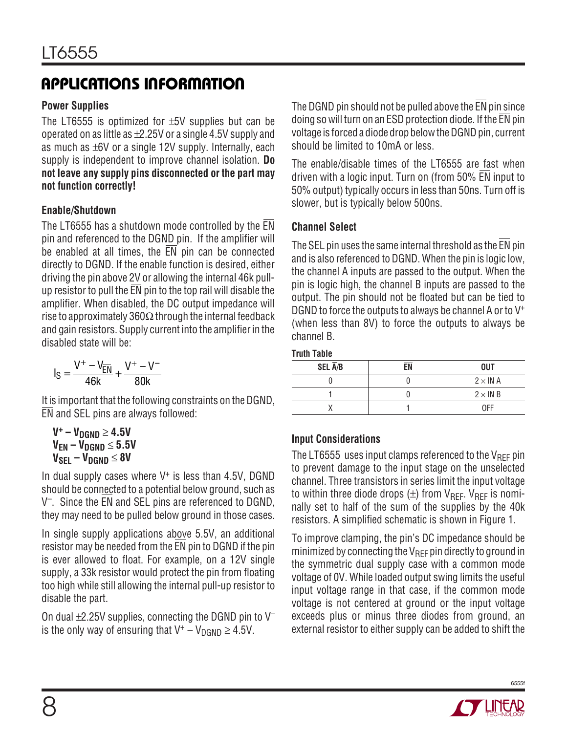## APPLICATIONS INFORMATION

### Power Supplies

The LT6555 is optimized for ±5V supplies but can be operated on as little as ±2.25V or a single 4.5V supply and as much as ±6V or a single 12V supply. Internally, each supply is independent to improve channel isolation. **Do not leave any supply pins disconnected or the part may not function correctly!**

### Enable/Shutdown

The LT6555 has a shutdown mode controlled by the $\overline{EN}$ pin and referenced to the DGND pin. If the amplifier will be enabled at all times, the $\overline{EN}$ pin can be connected directly to DGND. If the enable function is desired, either driving the pin above 2V or allowing the internal 46k pull-up resistor to pull the $\overline{EN}$ pin to the top rail will disable the amplifier. When disabled, the DC output impedance will rise to approximately 360Ω through the internal feedback and gain resistors. Supply current into the amplifier in the disabled state will be:

$$I_S = \frac{V^+ - V_{\overline{EN}}}{46k} + \frac{V^+ - V^-}{80k}$$

It is important that the following constraints on the DGND, $\overline{EN}$ and SEL pins are always followed:

**$V^+ - V_{DGND} \geq 4.5V$**
**$V_{EN} - V_{DGND} \leq 5.5V$**
**$V_{SEL} - V_{DGND} \leq 8V$**

In dual supply cases where $V^+$ is less than 4.5V, DGND should be connected to a potential below ground, such as $V^-$. Since the $\overline{EN}$ and SEL pins are referenced to DGND, they may need to be pulled below ground in those cases.

In single supply applications above 5.5V, an additional resistor may be needed from the $\overline{EN}$ pin to DGND if the pin is ever allowed to float. For example, on a 12V single supply, a 33k resistor would protect the pin from floating too high while still allowing the internal pull-up resistor to disable the part.

On dual ±2.25V supplies, connecting the DGND pin to $V^-$ is the only way of ensuring that $V^+ - V_{DGND} \geq 4.5V$.

The DGND pin should not be pulled above the $\overline{EN}$ pin since doing so will turn on an ESD protection diode. If the $\overline{EN}$ pin voltage is forced a diode drop below the DGND pin, current should be limited to 10mA or less.

The enable/disable times of the LT6555 are fast when driven with a logic input. Turn on (from 50% $\overline{EN}$ input to 50% output) typically occurs in less than 50ns. Turn off is slower, but is typically below 500ns.

### Channel Select

The SEL pin uses the same internal threshold as the $\overline{EN}$ pin and is also referenced to DGND. When the pin is logic low, the channel A inputs are passed to the output. When the pin is logic high, the channel B inputs are passed to the output. The pin should not be floated but can be tied to DGND to force the outputs to always be channel A or to $V^+$ (when less than 8V) to force the outputs to always be channel B.

**Truth Table**

| SEL $\overline{A}$/B | $\overline{EN}$ | OUT |
|---|---|---|
| 0 | 0 | 2 × IN A |
| 1 | 0 | 2 × IN B |
| X | 1 | OFF |

### Input Considerations

The LT6555 uses input clamps referenced to the $V_{REF}$ pin to prevent damage to the input stage on the unselected channel. Three transistors in series limit the input voltage to within three diode drops (±) from $V_{REF}$. $V_{REF}$ is nominally set to half of the sum of the supplies by the 40k resistors. A simplified schematic is shown in Figure 1.

To improve clamping, the pin's DC impedance should be minimized by connecting the $V_{REF}$ pin directly to ground in the symmetric dual supply case with a common mode voltage of 0V. While loaded output swing limits the useful input voltage range in that case, if the common mode voltage is not centered at ground or the input voltage exceeds plus or minus three diodes from ground, an external resistor to either supply can be added to shift the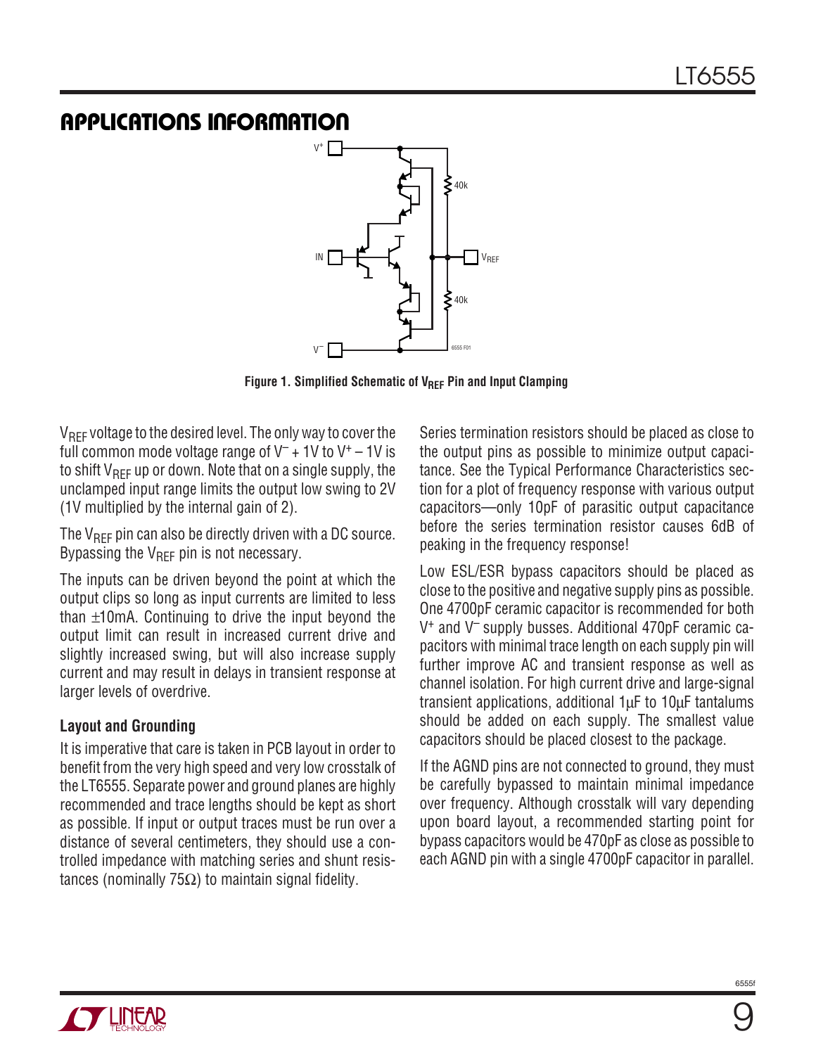## APPLICATIONS INFORMATION

Figure 1. Simplified Schematic of $V_{REF}$ Pin and Input Clamping

$V_{REF}$ voltage to the desired level. The only way to cover the full common mode voltage range of $V^– + 1V$ to $V^+ – 1V$ is to shift $V_{REF}$ up or down. Note that on a single supply, the unclamped input range limits the output low swing to 2V (1V multiplied by the internal gain of 2).

The $V_{REF}$ pin can also be directly driven with a DC source. Bypassing the $V_{REF}$ pin is not necessary.

The inputs can be driven beyond the point at which the output clips so long as input currents are limited to less than ±10mA. Continuing to drive the input beyond the output limit can result in increased current drive and slightly increased swing, but will also increase supply current and may result in delays in transient response at larger levels of overdrive.

### Layout and Grounding

It is imperative that care is taken in PCB layout in order to benefit from the very high speed and very low crosstalk of the LT6555. Separate power and ground planes are highly recommended and trace lengths should be kept as short as possible. If input or output traces must be run over a distance of several centimeters, they should use a controlled impedance with matching series and shunt resistances (nominally 75Ω) to maintain signal fidelity.

Series termination resistors should be placed as close to the output pins as possible to minimize output capacitance. See the Typical Performance Characteristics section for a plot of frequency response with various output capacitors—only 10pF of parasitic output capacitance before the series termination resistor causes 6dB of peaking in the frequency response!

Low ESL/ESR bypass capacitors should be placed as close to the positive and negative supply pins as possible. One 4700pF ceramic capacitor is recommended for both $V^+$ and $V^–$ supply busses. Additional 470pF ceramic capacitors with minimal trace length on each supply pin will further improve AC and transient response as well as channel isolation. For high current drive and large-signal transient applications, additional 1μF to 10μF tantalums should be added on each supply. The smallest value capacitors should be placed closest to the package.

If the AGND pins are not connected to ground, they must be carefully bypassed to maintain minimal impedance over frequency. Although crosstalk will vary depending upon board layout, a recommended starting point for bypass capacitors would be 470pF as close as possible to each AGND pin with a single 4700pF capacitor in parallel.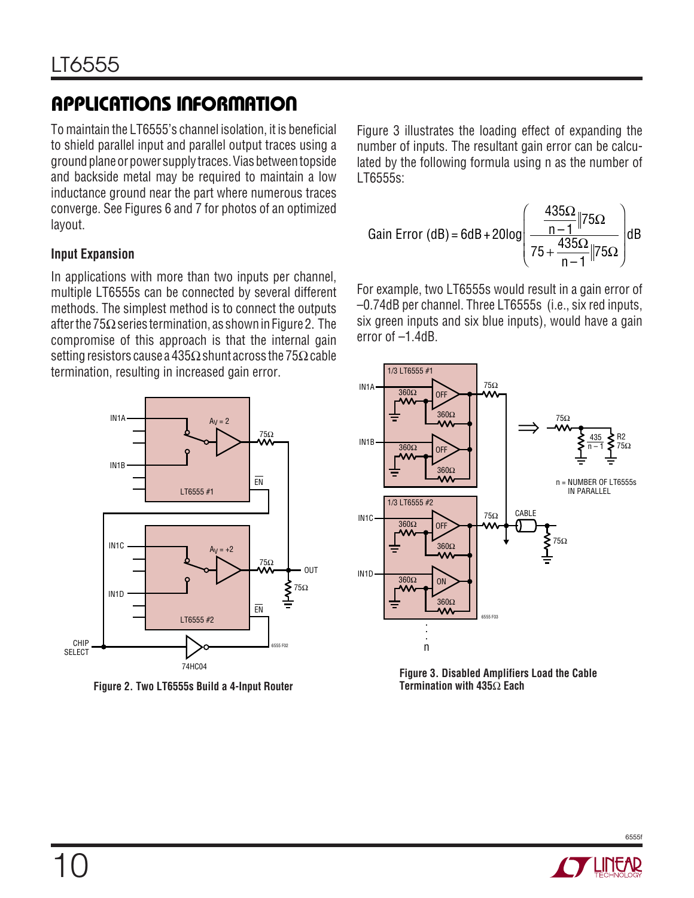## APPLICATIONS INFORMATION

To maintain the LT6555's channel isolation, it is beneficial to shield parallel input and parallel output traces using a ground plane or power supply traces. Vias between topside and backside metal may be required to maintain a low inductance ground near the part where numerous traces converge. See Figures 6 and 7 for photos of an optimized layout.

### Input Expansion

In applications with more than two inputs per channel, multiple LT6555s can be connected by several different methods. The simplest method is to connect the outputs after the 75Ω series termination, as shown in Figure 2. The compromise of this approach is that the internal gain setting resistors cause a 435Ω shunt across the 75Ω cable termination, resulting in increased gain error.

Figure 2. Two LT6555s Build a 4-Input Router

Figure 3 illustrates the loading effect of expanding the number of inputs. The resultant gain error can be calculated by the following formula using n as the number of LT6555s:

$$\text{Gain Error (dB)} = 6\text{dB} + 20\log\left(\frac{\frac{435\Omega}{n-1}\|75\Omega}{75 + \frac{435\Omega}{n-1}\|75\Omega}\right)\text{dB}$$

For example, two LT6555s would result in a gain error of –0.74dB per channel. Three LT6555s (i.e., six red inputs, six green inputs and six blue inputs), would have a gain error of –1.4dB.

Figure 3. Disabled Amplifiers Load the Cable Termination with 435Ω Each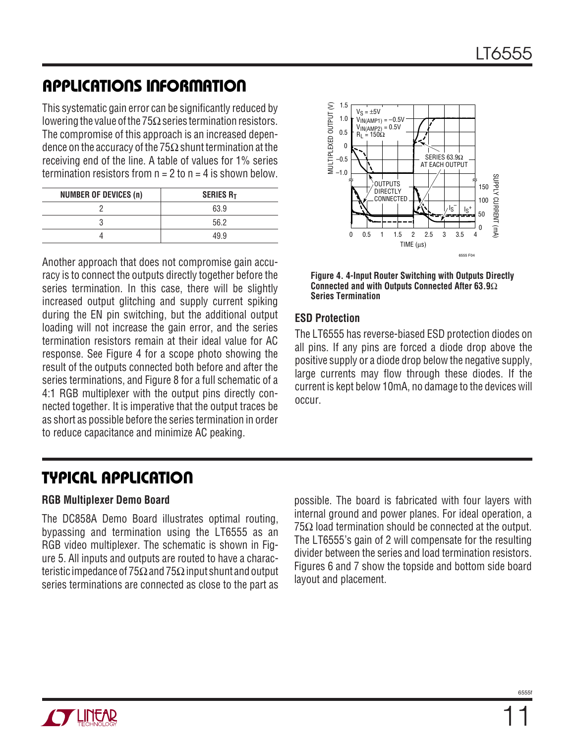## APPLICATIONS INFORMATION

This systematic gain error can be significantly reduced by lowering the value of the 75Ω series termination resistors. The compromise of this approach is an increased dependence on the accuracy of the 75Ω shunt termination at the receiving end of the line. A table of values for 1% series termination resistors from n = 2 to n = 4 is shown below.

| NUMBER OF DEVICES (n) | SERIES $R_T$ |
|---|---|
| 2 | 63.9 |
| 3 | 56.2 |
| 4 | 49.9 |

Another approach that does not compromise gain accuracy is to connect the outputs directly together before the series termination. In this case, there will be slightly increased output glitching and supply current spiking during the EN pin switching, but the additional output loading will not increase the gain error, and the series termination resistors remain at their ideal value for AC response. See Figure 4 for a scope photo showing the result of the outputs connected both before and after the series terminations, and Figure 8 for a full schematic of a 4:1 RGB multiplexer with the output pins directly connected together. It is imperative that the output traces be as short as possible before the series termination in order to reduce capacitance and minimize AC peaking.

**Figure 4. 4-Input Router Switching with Outputs Directly Connected and with Outputs Connected After 63.9Ω Series Termination**

### ESD Protection

The LT6555 has reverse-biased ESD protection diodes on all pins. If any pins are forced a diode drop above the positive supply or a diode drop below the negative supply, large currents may flow through these diodes. If the current is kept below 10mA, no damage to the devices will occur.

## TYPICAL APPLICATION

### RGB Multiplexer Demo Board

The DC858A Demo Board illustrates optimal routing, bypassing and termination using the LT6555 as an RGB video multiplexer. The schematic is shown in Figure 5. All inputs and outputs are routed to have a characteristic impedance of 75Ω and 75Ω input shunt and output series terminations are connected as close to the part as possible. The board is fabricated with four layers with internal ground and power planes. For ideal operation, a 75Ω load termination should be connected at the output. The LT6555's gain of 2 will compensate for the resulting divider between the series and load termination resistors. Figures 6 and 7 show the topside and bottom side board layout and placement.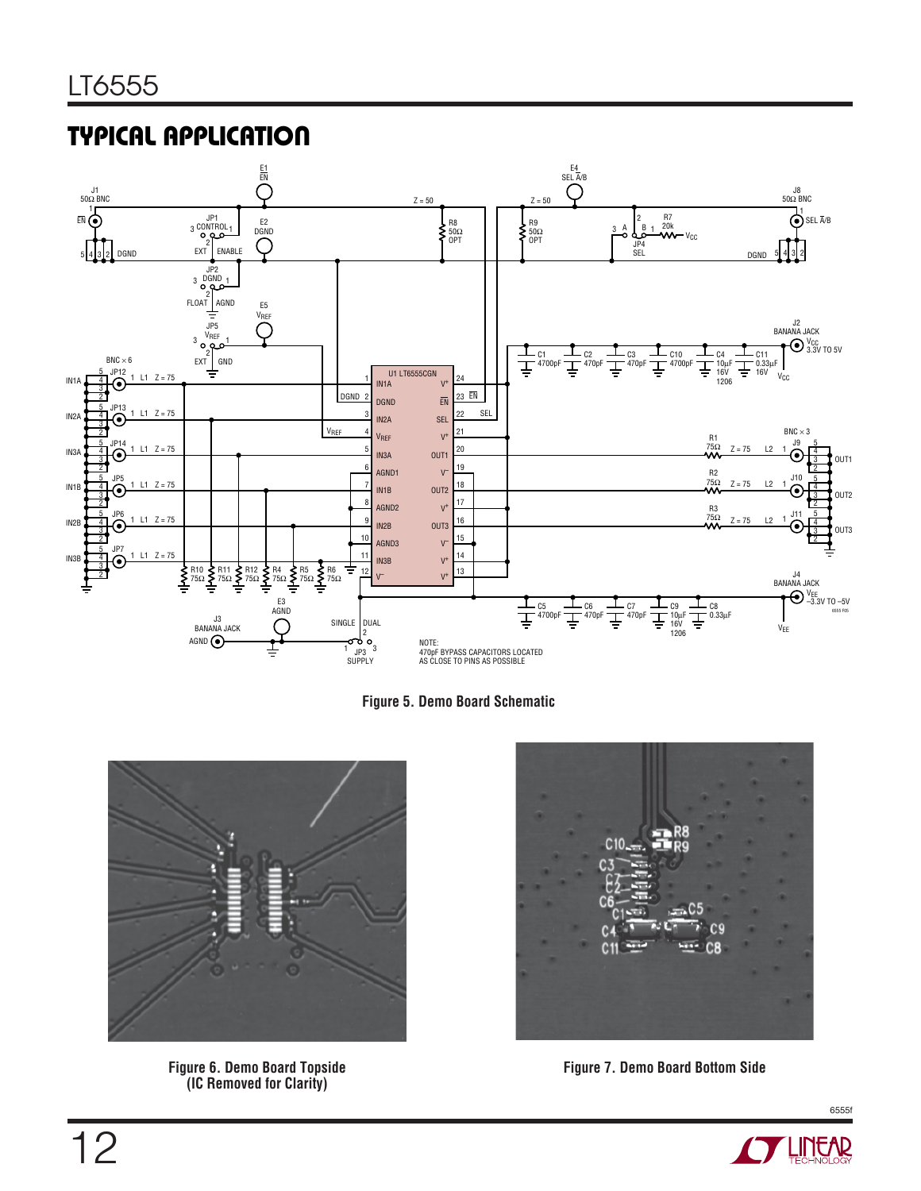## TYPICAL APPLICATION

Figure 5. Demo Board Schematic

Figure 6. Demo Board Topside (IC Removed for Clarity)

Figure 7. Demo Board Bottom Side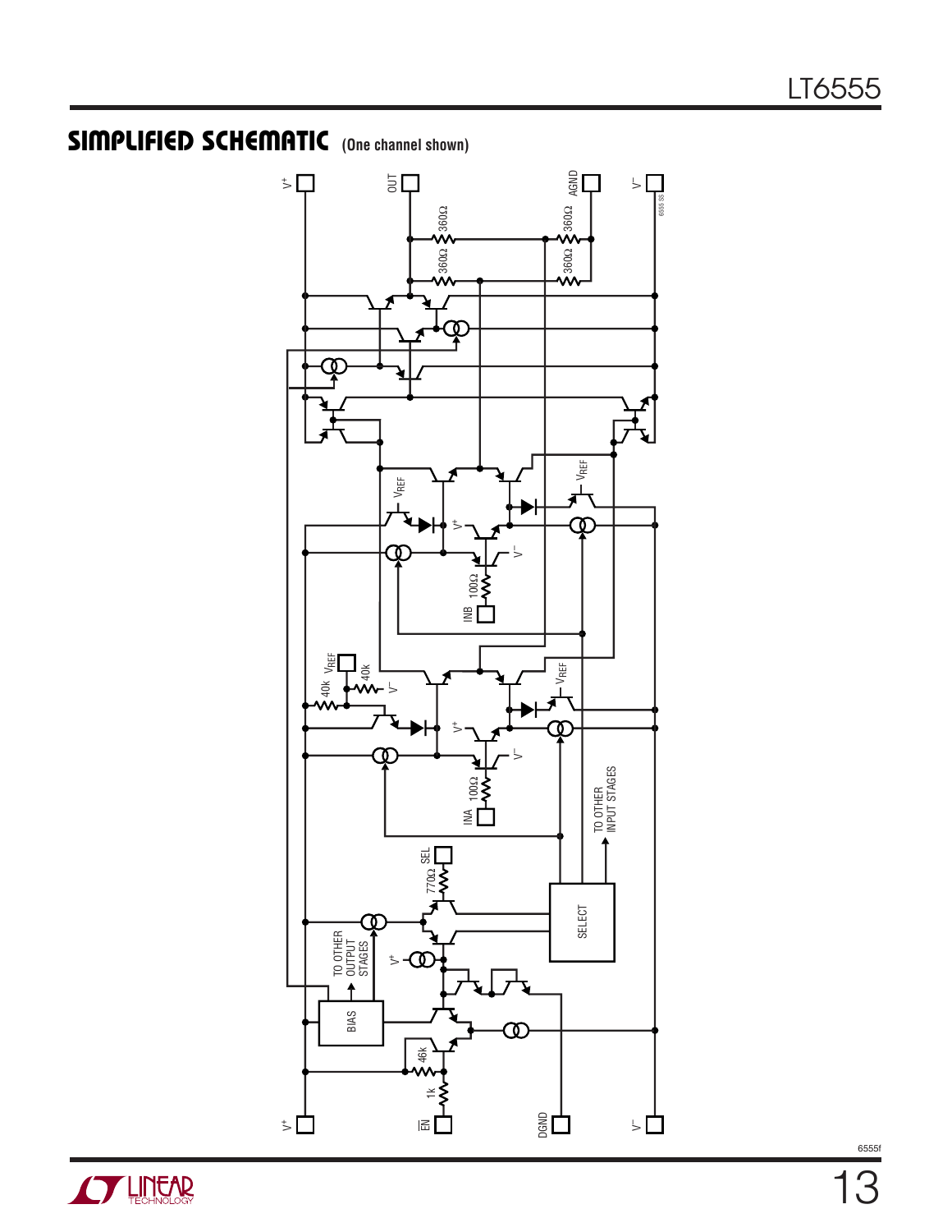## SIMPLIFIED SCHEMATIC (One channel shown)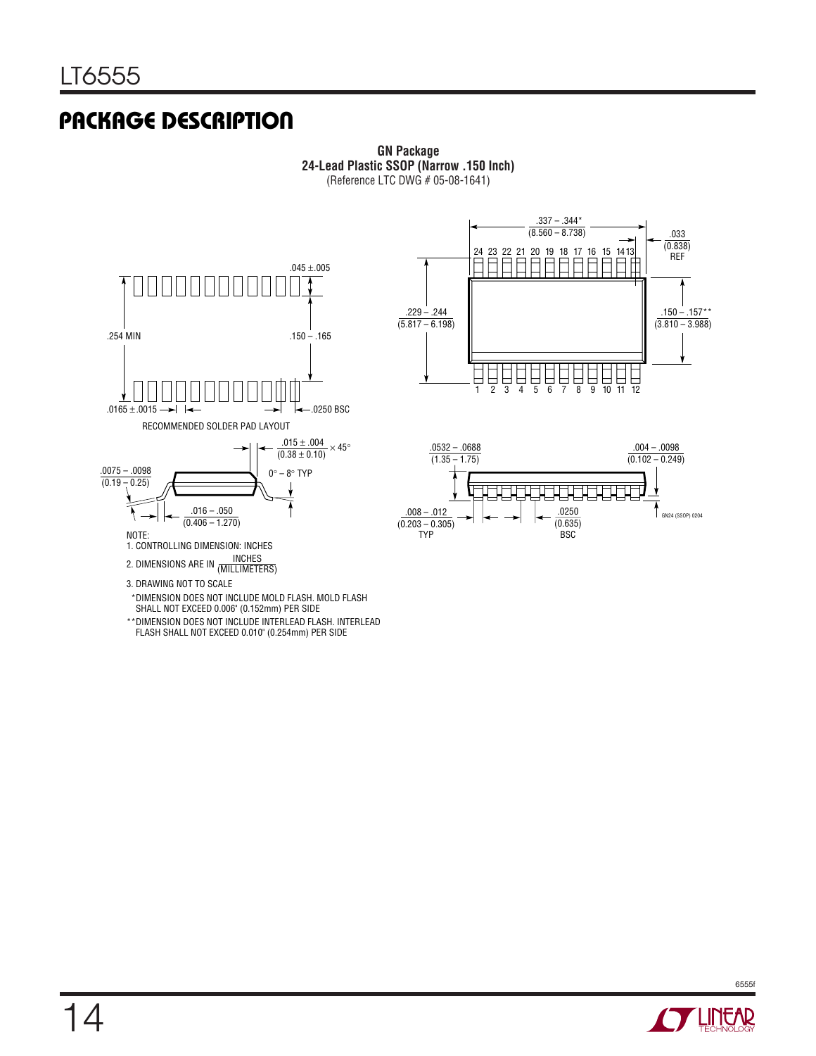## PACKAGE DESCRIPTION

**GN Package**
**24-Lead Plastic SSOP (Narrow .150 Inch)**
(Reference LTC DWG # 05-08-1641)

.337 – .344*
(8.560 – 8.738)

.033
(0.838)
REF

24 23 22 21 20 19 18 17 16 15 14 13

.229 – .244
(5.817 – 6.198)

.150 – .157**
(3.810 – 3.988)

1 2 3 4 5 6 7 8 9 10 11 12

.045 ±.005

.254 MIN

.150 – .165

.0165 ± .0015

.0250 BSC

RECOMMENDED SOLDER PAD LAYOUT

.015 ± .004
(0.38 ± 0.10) × 45°

.0075 – .0098
(0.19 – 0.25)

0° – 8° TYP

.016 – .050
(0.406 – 1.270)

.0532 – .0688
(1.35 – 1.75)

.004 – .0098
(0.102 – 0.249)

.008 – .012
(0.203 – 0.305)
TYP

.0250
(0.635)
BSC

GN24 (SSOP) 0204

NOTE:
1. CONTROLLING DIMENSION: INCHES
2. DIMENSIONS ARE IN $\frac{\text{INCHES}}{\text{(MILLIMETERS)}}$
3. DRAWING NOT TO SCALE

*DIMENSION DOES NOT INCLUDE MOLD FLASH. MOLD FLASH SHALL NOT EXCEED 0.006" (0.152mm) PER SIDE

**DIMENSION DOES NOT INCLUDE INTERLEAD FLASH. INTERLEAD FLASH SHALL NOT EXCEED 0.010" (0.254mm) PER SIDE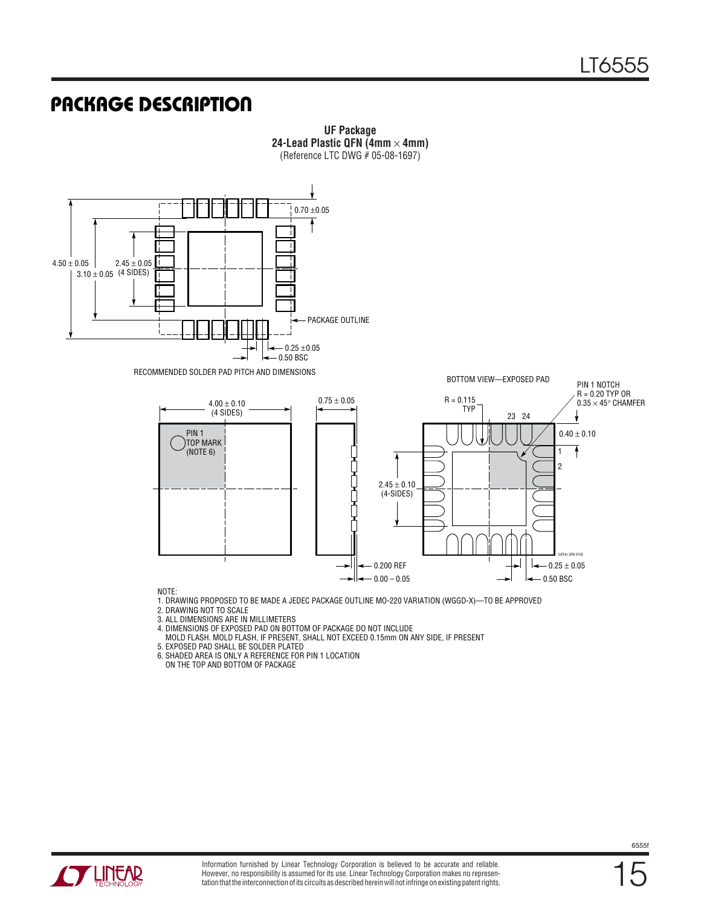# PACKAGE DESCRIPTION

**UF Package**
**24-Lead Plastic QFN (4mm × 4mm)**
(Reference LTC DWG # 05-08-1697)

0.70 ±0.05

4.50 ± 0.05

3.10 ± 0.05

2.45 ± 0.05
(4 SIDES)

PACKAGE OUTLINE

0.25 ±0.05

0.50 BSC

RECOMMENDED SOLDER PAD PITCH AND DIMENSIONS

4.00 ± 0.10
(4 SIDES)

PIN 1
TOP MARK
(NOTE 6)

0.75 ± 0.05

0.200 REF

0.00 – 0.05

BOTTOM VIEW—EXPOSED PAD

R = 0.115
TYP

PIN 1 NOTCH
R = 0.20 TYP OR
0.35 × 45° CHAMFER

23 24

0.40 ± 0.10

1

2

2.45 ± 0.10
(4-SIDES)

(UF24) QFN 0105

0.25 ± 0.05

0.50 BSC

NOTE:

1. DRAWING PROPOSED TO BE MADE A JEDEC PACKAGE OUTLINE MO-220 VARIATION (WGGD-X)—TO BE APPROVED
2. DRAWING NOT TO SCALE
3. ALL DIMENSIONS ARE IN MILLIMETERS
4. DIMENSIONS OF EXPOSED PAD ON BOTTOM OF PACKAGE DO NOT INCLUDE
   MOLD FLASH. MOLD FLASH, IF PRESENT, SHALL NOT EXCEED 0.15mm ON ANY SIDE, IF PRESENT
5. EXPOSED PAD SHALL BE SOLDER PLATED
6. SHADED AREA IS ONLY A REFERENCE FOR PIN 1 LOCATION
   ON THE TOP AND BOTTOM OF PACKAGE

Information furnished by Linear Technology Corporation is believed to be accurate and reliable. However, no responsibility is assumed for its use. Linear Technology Corporation makes no representation that the interconnection of its circuits as described herein will not infringe on existing patent rights.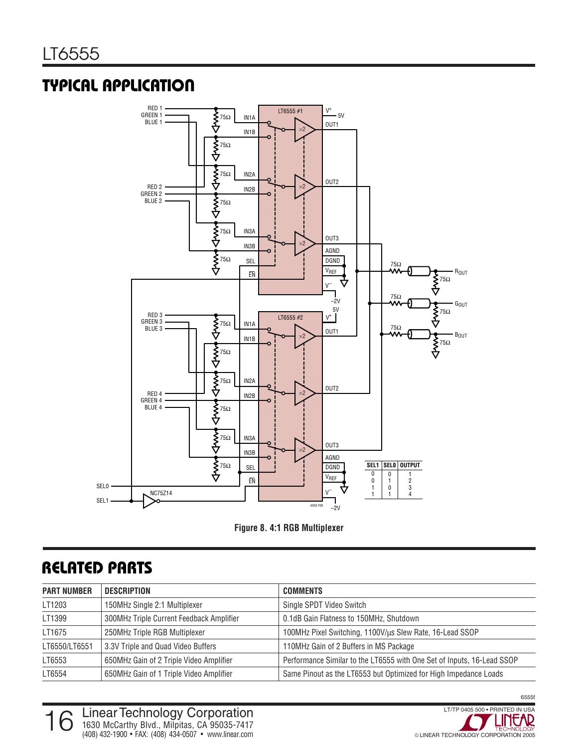## TYPICAL APPLICATION

RED 1
GREEN 1
BLUE 1
75Ω
IN1A
IN1B
LT6555 #1
×2
V+
5V
OUT1
IN2A
IN2B
OUT2
RED 2
GREEN 2
BLUE 2
IN3A
IN3B
OUT3
AGND
SEL
DGND
EN
VREF
V–
–2V
ROUT
GOUT
BOUT
RED 3
GREEN 3
BLUE 3
LT6555 #2
RED 4
GREEN 4
BLUE 4
SEL0
SEL1
NC75Z14

| SEL1 | SEL0 | OUTPUT |
|---|---|---|
| 0 | 0 | 1 |
| 0 | 1 | 2 |
| 1 | 0 | 3 |
| 1 | 1 | 4 |

6555 F08

**Figure 8. 4:1 RGB Multiplexer**

## RELATED PARTS

| PART NUMBER | DESCRIPTION | COMMENTS |
|---|---|---|
| LT1203 | 150MHz Single 2:1 Multiplexer | Single SPDT Video Switch |
| LT1399 | 300MHz Triple Current Feedback Amplifier | 0.1dB Gain Flatness to 150MHz, Shutdown |
| LT1675 | 250MHz Triple RGB Multiplexer | 100MHz Pixel Switching, 1100V/µs Slew Rate, 16-Lead SSOP |
| LT6550/LT6551 | 3.3V Triple and Quad Video Buffers | 110MHz Gain of 2 Buffers in MS Package |
| LT6553 | 650MHz Gain of 2 Triple Video Amplifier | Performance Similar to the LT6555 with One Set of Inputs, 16-Lead SSOP |
| LT6554 | 650MHz Gain of 1 Triple Video Amplifier | Same Pinout as the LT6553 but Optimized for High Impedance Loads |

Linear Technology Corporation
1630 McCarthy Blvd., Milpitas, CA 95035-7417
(408) 432-1900 • FAX: (408) 434-0507 • www.linear.com

LT/TP 0405 500 • PRINTED IN USA
© LINEAR TECHNOLOGY CORPORATION 2005